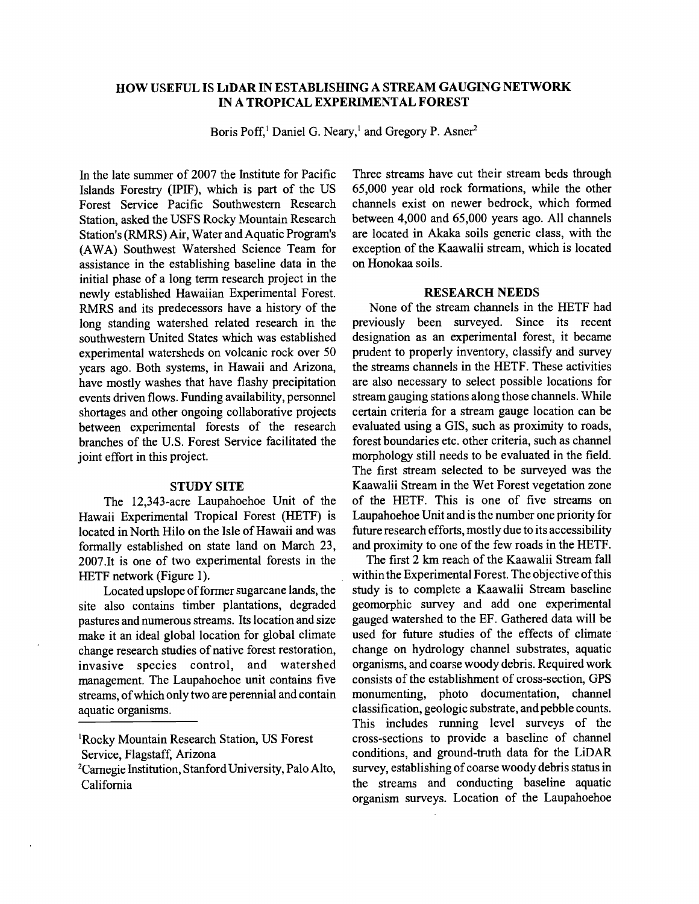# HOW USEFUL IS LiDAR IN ESTABLISHING A STREAM GAUGING NETWORK IN A TROPICAL EXPERIMENTAL FOREST

Boris Poff,[1] Daniel G. Neary,[1] and Gregory P. Asner[2]

In the late summer of 2007 the Institute for Pacific Islands Forestry (IPIF), which is part of the US Forest Service Pacific Southwestern Research Station, asked the USFS Rocky Mountain Research Station's (RMRS) Air, Water and Aquatic Program's (AWA) Southwest Watershed Science Team for assistance in the establishing baseline data in the initial phase of a long term research project in the newly established Hawaiian Experimental Forest. RMRS and its predecessors have a history of the long standing watershed related research in the southwestern United States which was established experimental watersheds on volcanic rock over 50 years ago. Both systems, in Hawaii and Arizona, have mostly washes that have flashy precipitation events driven flows. Funding availability, personnel shortages and other ongoing collaborative projects between experimental forests of the research branches of the U.S. Forest Service facilitated the joint effort in this project.

## STUDY SITE

The 12,343-acre Laupahoehoe Unit of the Hawaii Experimental Tropical Forest (HETF) is located in North Hilo on the Isle of Hawaii and was formally established on state land on March 23, 2007.It is one of two experimental forests in the HETF network (Figure 1).

Located upslope of former sugarcane lands, the site also contains timber plantations, degraded pastures and numerous streams. Its location and size make it an ideal global location for global climate change research studies of native forest restoration, invasive species control, and watershed management. The Laupahoehoe unit contains five streams, of which only two are perennial and contain aquatic organisms.

Three streams have cut their stream beds through 65,000 year old rock formations, while the other channels exist on newer bedrock, which formed between 4,000 and 65,000 years ago. All channels are located in Akaka soils generic class, with the exception of the Kaawalii stream, which is located on Honokaa soils.

## RESEARCH NEEDS

None of the stream channels in the HETF had previously been surveyed. Since its recent designation as an experimental forest, it became prudent to properly inventory, classify and survey the streams channels in the HETF. These activities are also necessary to select possible locations for stream gauging stations along those channels. While certain criteria for a stream gauge location can be evaluated using a GIS, such as proximity to roads, forest boundaries etc. other criteria, such as channel morphology still needs to be evaluated in the field. The first stream selected to be surveyed was the Kaawalii Stream in the Wet Forest vegetation zone of the HETF. This is one of five streams on Laupahoehoe Unit and is the number one priority for future research efforts, mostly due to its accessibility and proximity to one of the few roads in the HETF.

The first 2 km reach of the Kaawalii Stream fall within the Experimental Forest. The objective of this study is to complete a Kaawalii Stream baseline geomorphic survey and add one experimental gauged watershed to the EF. Gathered data will be used for future studies of the effects of climate change on hydrology channel substrates, aquatic organisms, and coarse woody debris. Required work consists of the establishment of cross-section, GPS monumenting, photo documentation, channel classification, geologic substrate, and pebble counts. This includes running level surveys of the cross-sections to provide a baseline of channel conditions, and ground-truth data for the LiDAR survey, establishing of coarse woody debris status in the streams and conducting baseline aquatic organism surveys. Location of the Laupahoehoe

---

[1]Rocky Mountain Research Station, US Forest Service, Flagstaff, Arizona

[2]Carnegie Institution, Stanford University, Palo Alto, California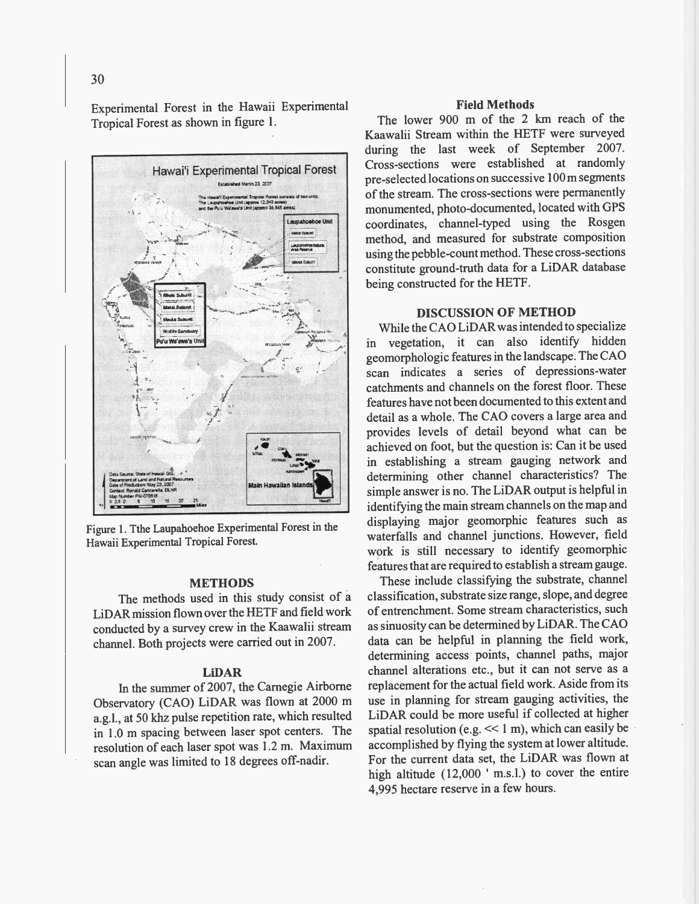Experimental Forest in the Hawaii Experimental Tropical Forest as shown in figure 1.

Figure 1. Tthe Laupahoehoe Experimental Forest in the Hawaii Experimental Tropical Forest.

## METHODS

The methods used in this study consist of a LiDAR mission flown over the HETF and field work conducted by a survey crew in the Kaawalii stream channel. Both projects were carried out in 2007.

### LiDAR

In the summer of 2007, the Carnegie Airborne Observatory (CAO) LiDAR was flown at 2000 m a.g.l., at 50 khz pulse repetition rate, which resulted in 1.0 m spacing between laser spot centers. The resolution of each laser spot was 1.2 m. Maximum scan angle was limited to 18 degrees off-nadir.

### Field Methods

The lower 900 m of the 2 km reach of the Kaawalii Stream within the HETF were surveyed during the last week of September 2007. Cross-sections were established at randomly pre-selected locations on successive 100 m segments of the stream. The cross-sections were permanently monumented, photo-documented, located with GPS coordinates, channel-typed using the Rosgen method, and measured for substrate composition using the pebble-count method. These cross-sections constitute ground-truth data for a LiDAR database being constructed for the HETF.

## DISCUSSION OF METHOD

While the CAO LiDAR was intended to specialize in vegetation, it can also identify hidden geomorphologic features in the landscape. The CAO scan indicates a series of depressions-water catchments and channels on the forest floor. These features have not been documented to this extent and detail as a whole. The CAO covers a large area and provides levels of detail beyond what can be achieved on foot, but the question is: Can it be used in establishing a stream gauging network and determining other channel characteristics? The simple answer is no. The LiDAR output is helpful in identifying the main stream channels on the map and displaying major geomorphic features such as waterfalls and channel junctions. However, field work is still necessary to identify geomorphic features that are required to establish a stream gauge.

These include classifying the substrate, channel classification, substrate size range, slope, and degree of entrenchment. Some stream characteristics, such as sinuosity can be determined by LiDAR. The CAO data can be helpful in planning the field work, determining access points, channel paths, major channel alterations etc., but it can not serve as a replacement for the actual field work. Aside from its use in planning for stream gauging activities, the LiDAR could be more useful if collected at higher spatial resolution (e.g. $\ll 1$ m), which can easily be accomplished by flying the system at lower altitude. For the current data set, the LiDAR was flown at high altitude (12,000 ' m.s.l.) to cover the entire 4,995 hectare reserve in a few hours.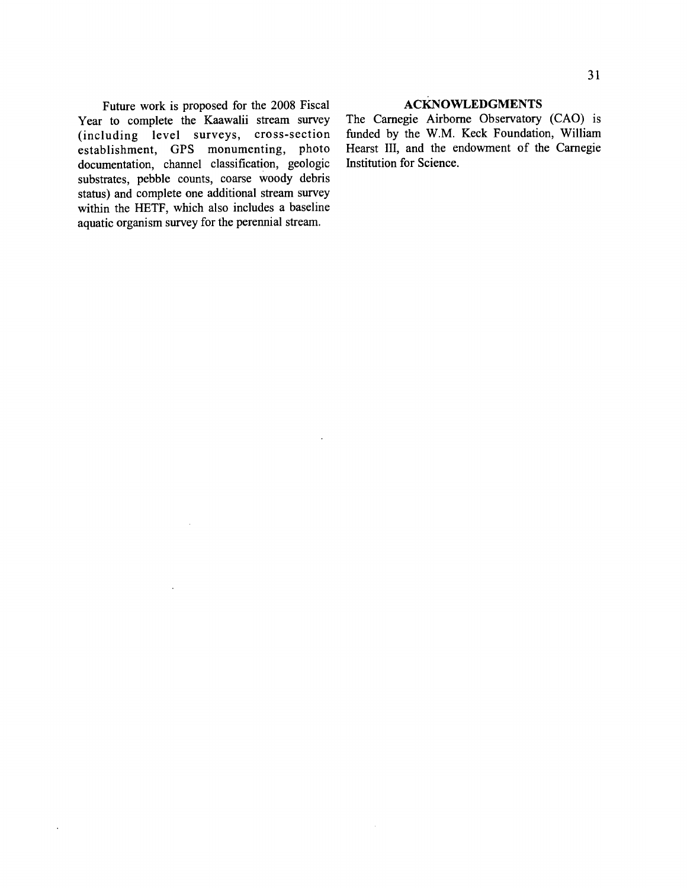Future work is proposed for the 2008 Fiscal Year to complete the Kaawalii stream survey (including level surveys, cross-section establishment, GPS monumenting, photo documentation, channel classification, geologic substrates, pebble counts, coarse woody debris status) and complete one additional stream survey within the HETF, which also includes a baseline aquatic organism survey for the perennial stream.

## ACKNOWLEDGMENTS

The Carnegie Airborne Observatory (CAO) is funded by the W.M. Keck Foundation, William Hearst III, and the endowment of the Carnegie Institution for Science.